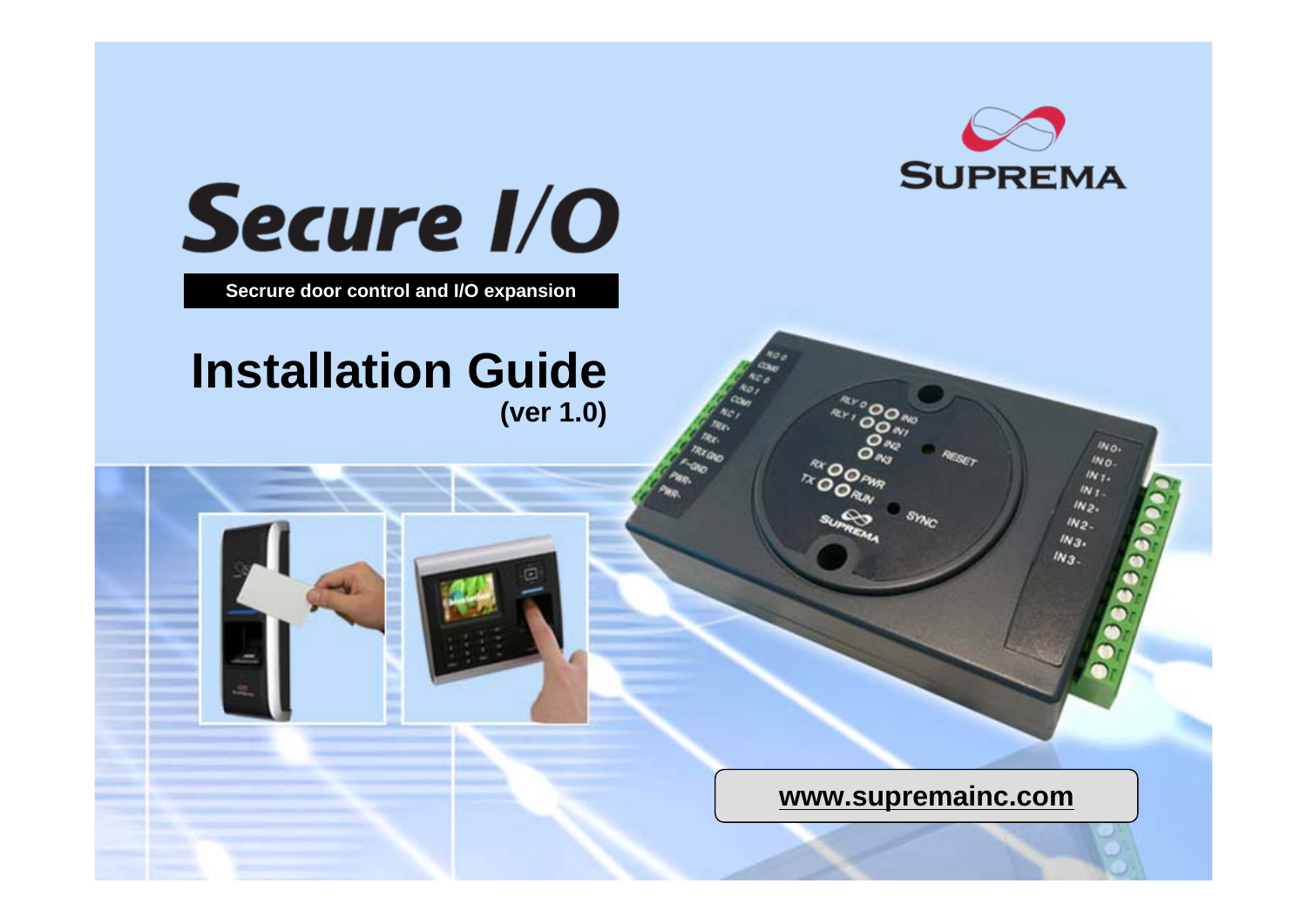SUPREMA

# Secure I/O

**Secrure door control and I/O expansion**

# Installation Guide

**(ver 1.0)**

**www.supremainc.com**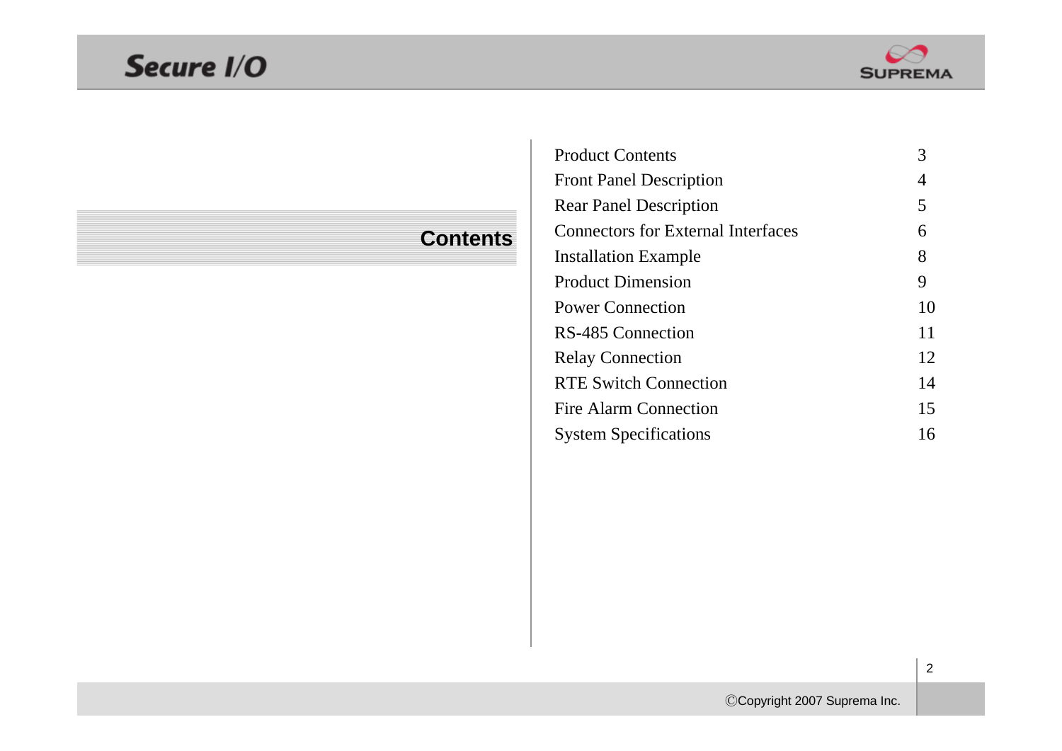# Contents

| | |
|---|---|
| Product Contents | 3 |
| Front Panel Description | 4 |
| Rear Panel Description | 5 |
| Connectors for External Interfaces | 6 |
| Installation Example | 8 |
| Product Dimension | 9 |
| Power Connection | 10 |
| RS-485 Connection | 11 |
| Relay Connection | 12 |
| RTE Switch Connection | 14 |
| Fire Alarm Connection | 15 |
| System Specifications | 16 |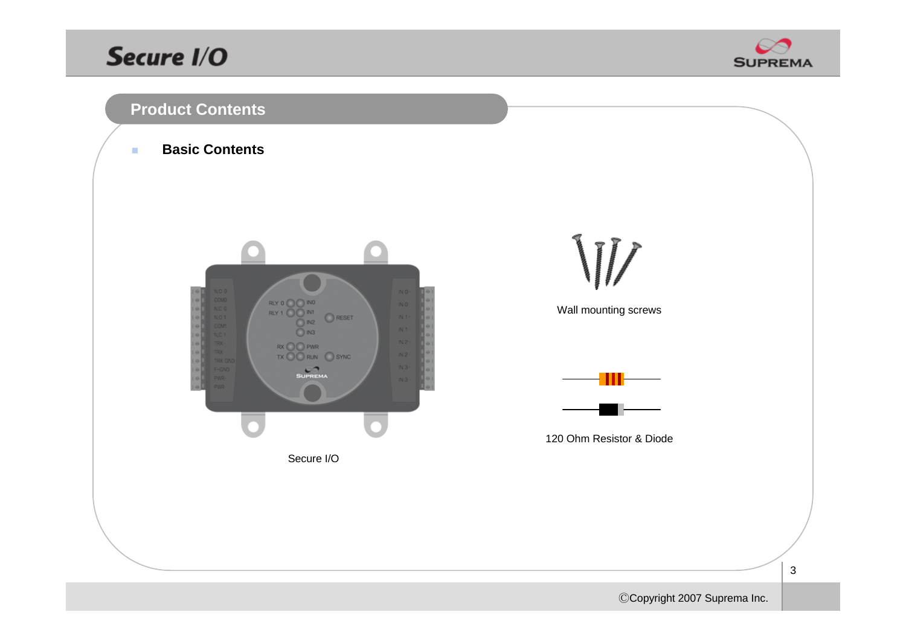## Product Contents

- **Basic Contents**

Secure I/O

Wall mounting screws

120 Ohm Resistor & Diode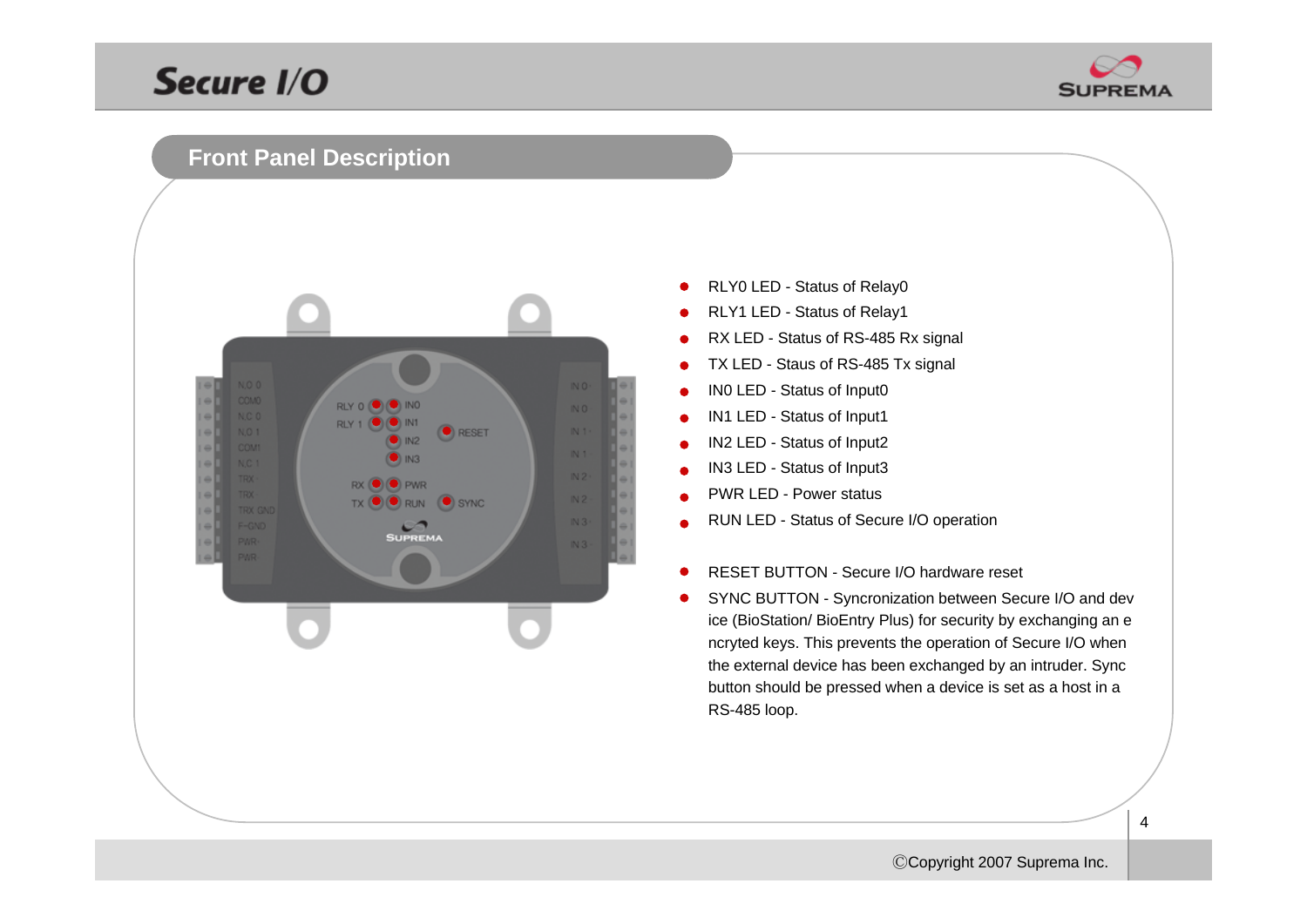## Front Panel Description

- RLY0 LED - Status of Relay0
- RLY1 LED - Status of Relay1
- RX LED - Status of RS-485 Rx signal
- TX LED - Staus of RS-485 Tx signal
- IN0 LED - Status of Input0
- IN1 LED - Status of Input1
- IN2 LED - Status of Input2
- IN3 LED - Status of Input3
- PWR LED - Power status
- RUN LED - Status of Secure I/O operation

- RESET BUTTON - Secure I/O hardware reset
- SYNC BUTTON - Syncronization between Secure I/O and device (BioStation/ BioEntry Plus) for security by exchanging an encryted keys. This prevents the operation of Secure I/O when the external device has been exchanged by an intruder. Sync button should be pressed when a device is set as a host in a RS-485 loop.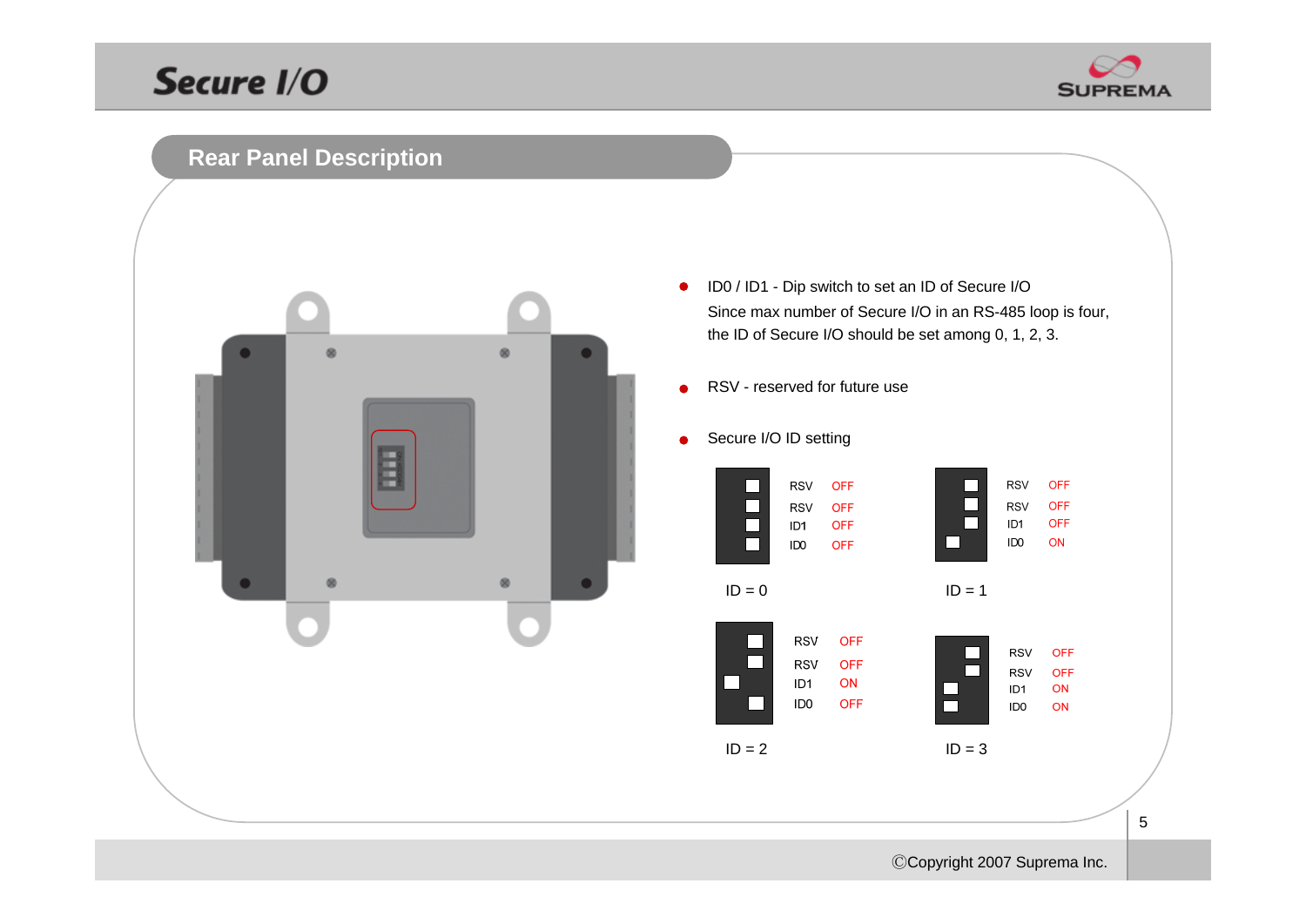## Rear Panel Description

- ID0 / ID1 - Dip switch to set an ID of Secure I/O
  Since max number of Secure I/O in an RS-485 loop is four, the ID of Secure I/O should be set among 0, 1, 2, 3.

- RSV - reserved for future use

- Secure I/O ID setting

| Switch | ID = 0 | ID = 1 | ID = 2 | ID = 3 |
|---|---|---|---|---|
| RSV | OFF | OFF | OFF | OFF |
| RSV | OFF | OFF | OFF | OFF |
| ID1 | OFF | OFF | ON | ON |
| ID0 | OFF | ON | OFF | ON |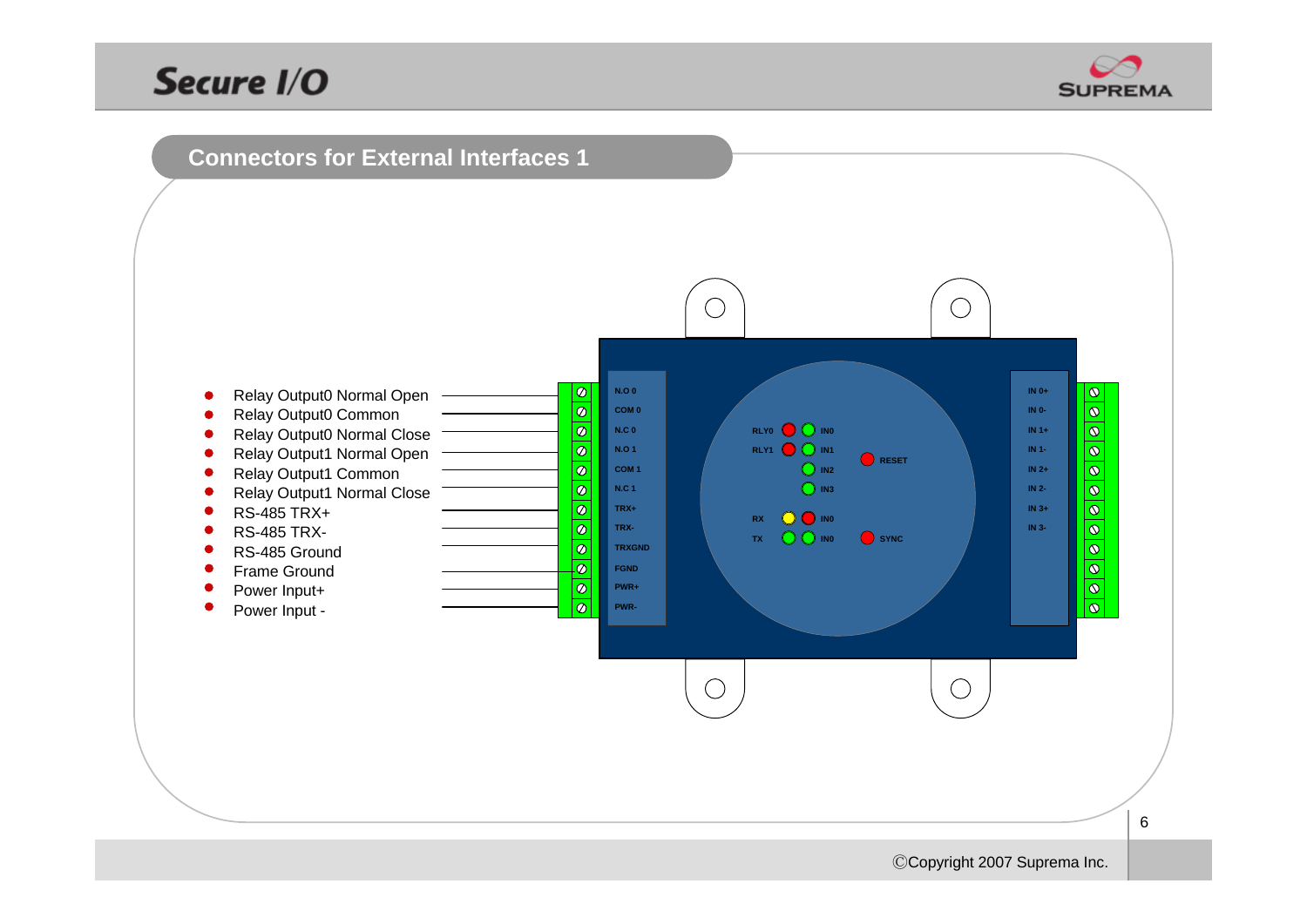## Connectors for External Interfaces 1

- Relay Output0 Normal Open
- Relay Output0 Common
- Relay Output0 Normal Close
- Relay Output1 Normal Open
- Relay Output1 Common
- Relay Output1 Normal Close
- RS-485 TRX+
- RS-485 TRX-
- RS-485 Ground
- Frame Ground
- Power Input+
- Power Input -

N.O 0
COM 0
N.C 0
N.O 1
COM 1
N.C 1
TRX+
TRX-
TRXGND
FGND
PWR+
PWR-

RLY0 IN0
RLY1 IN1
RESET
IN2
IN3
RX IN0
TX IN0
SYNC

IN 0+
IN 0-
IN 1+
IN 1-
IN 2+
IN 2-
IN 3+
IN 3-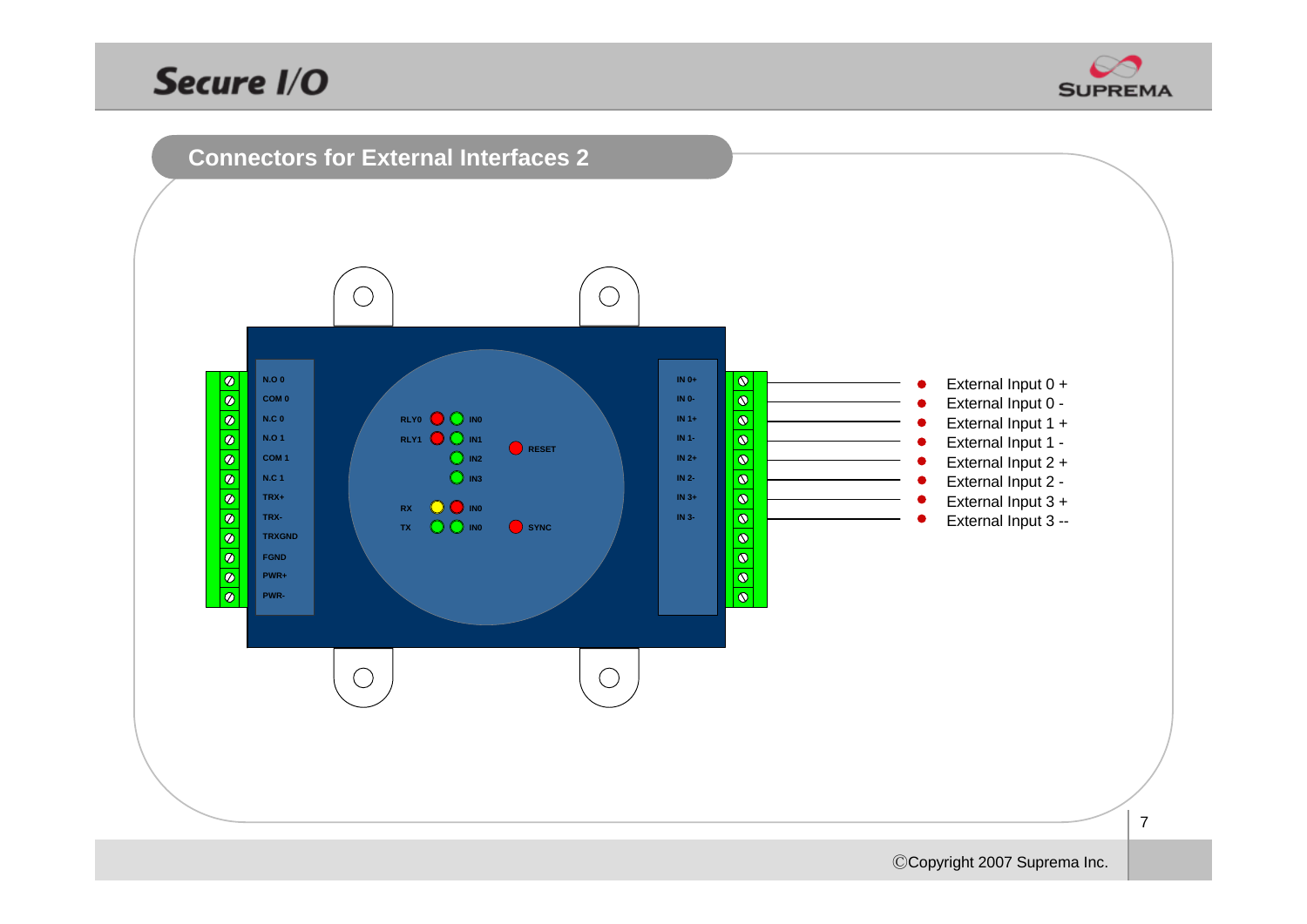## Connectors for External Interfaces 2

N.O 0
COM 0
N.C 0
N.O 1
COM 1
N.C 1
TRX+
TRX-
TRXGND
FGND
PWR+
PWR-

RLY0 IN0
RLY1 IN1
IN2
IN3
RX IN0
TX IN0
RESET
SYNC

IN 0+
IN 0-
IN 1+
IN 1-
IN 2+
IN 2-
IN 3+
IN 3-

- External Input 0 +
- External Input 0 -
- External Input 1 +
- External Input 1 -
- External Input 2 +
- External Input 2 -
- External Input 3 +
- External Input 3 --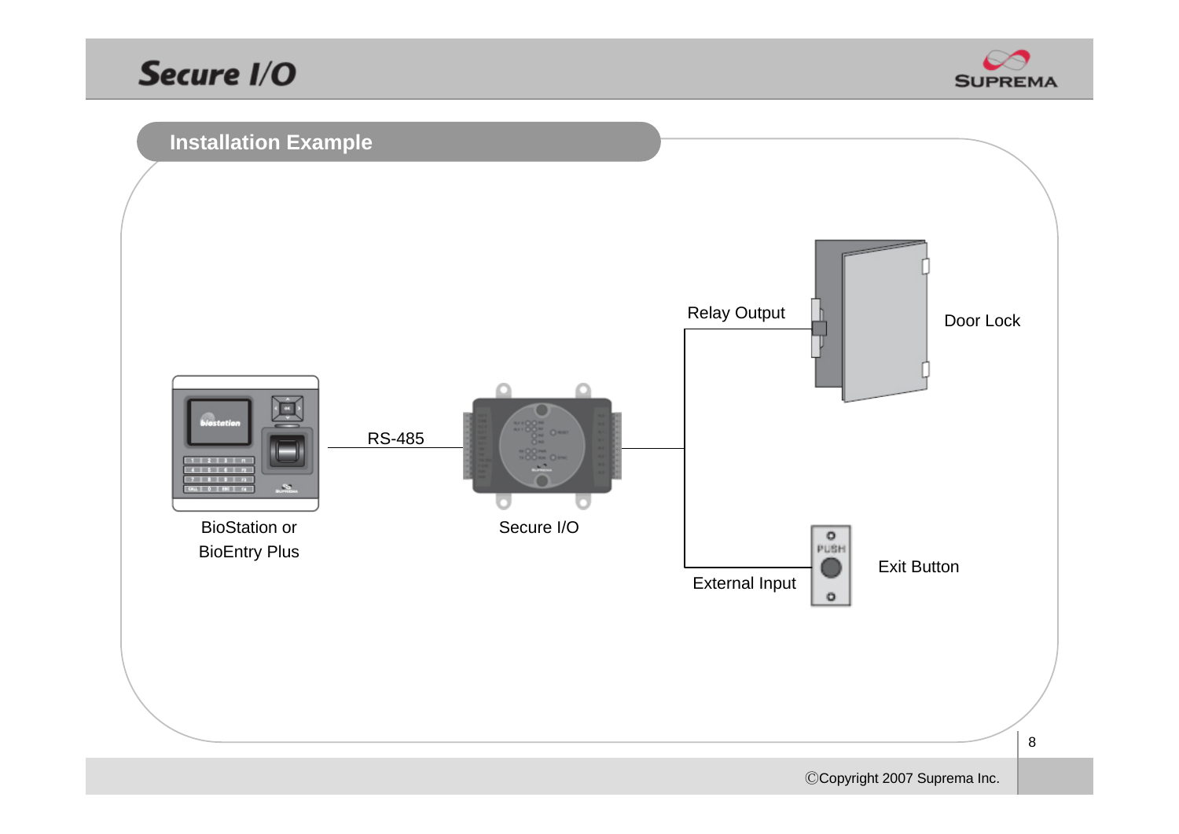## Installation Example

Relay Output

Door Lock

RS-485

BioStation or BioEntry Plus

Secure I/O

External Input

Exit Button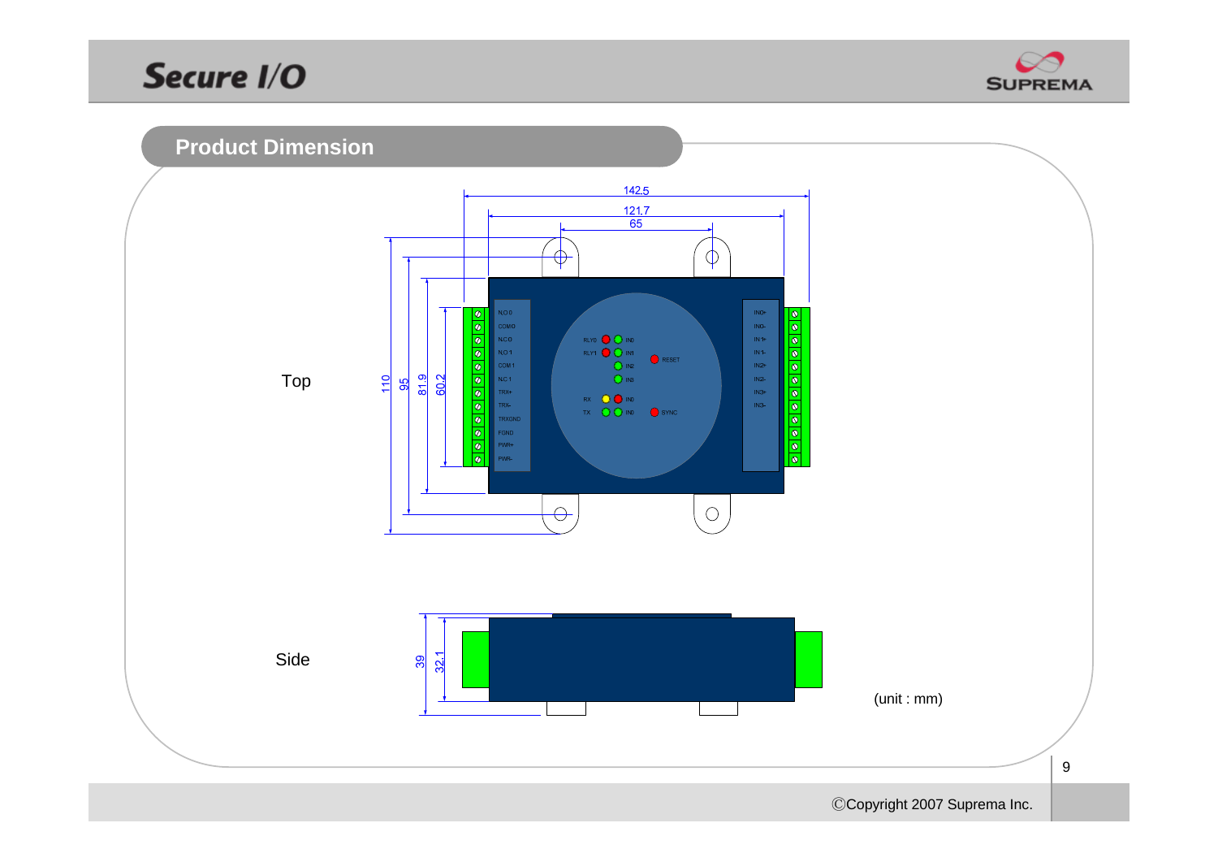## Product Dimension

Top

142.5

121.7

65

110

95

81.9

60.2

Side

39

32.1

(unit : mm)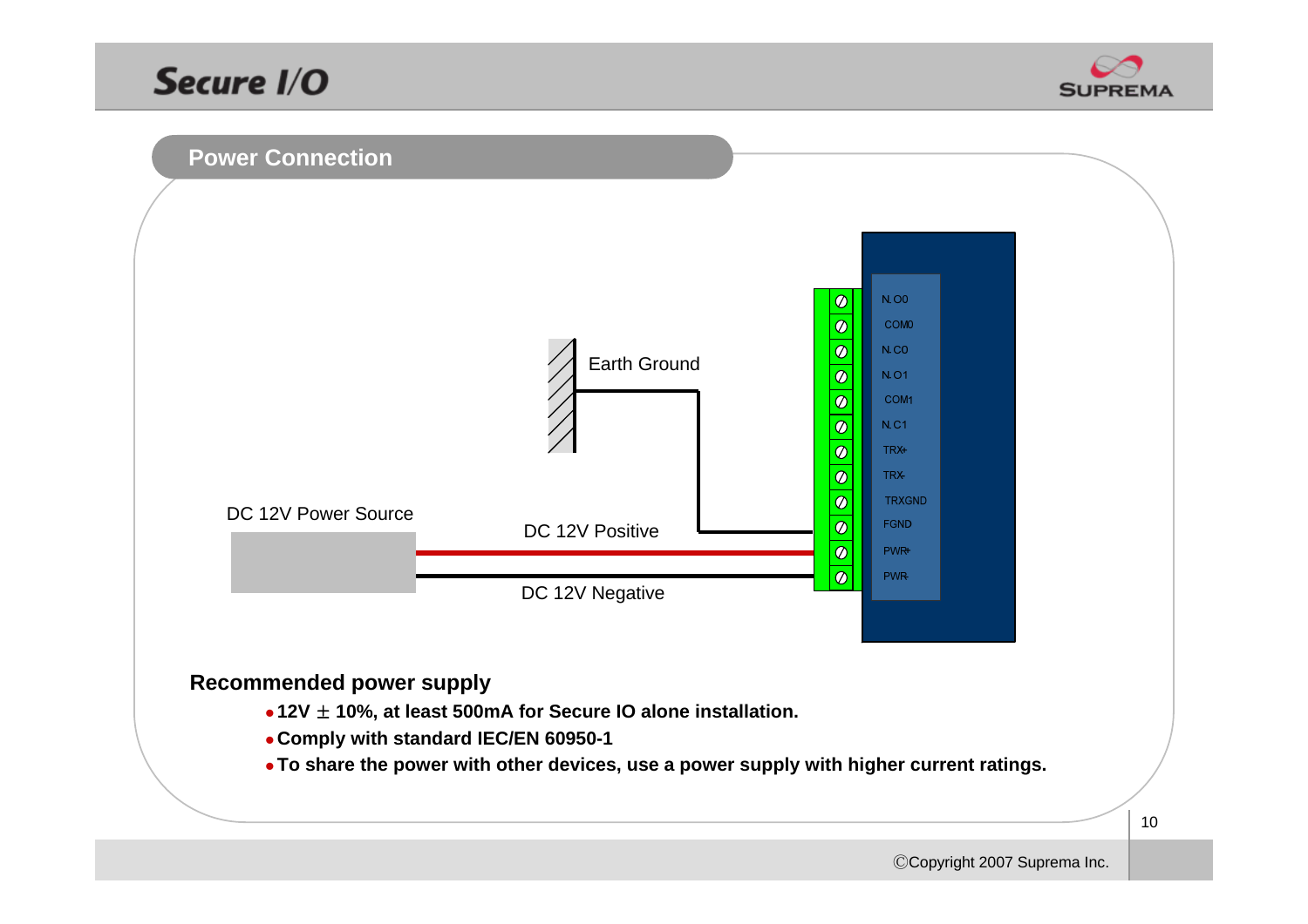## Power Connection

Earth Ground

DC 12V Power Source

DC 12V Positive

DC 12V Negative

N.O0
COM0
N.C0
N.O1
COM1
N.C1
TRX+
TRX-
TRXGND
FGND
PWR+
PWR-

### Recommended power supply

- 12V ± 10%, at least 500mA for Secure IO alone installation.
- Comply with standard IEC/EN 60950-1
- To share the power with other devices, use a power supply with higher current ratings.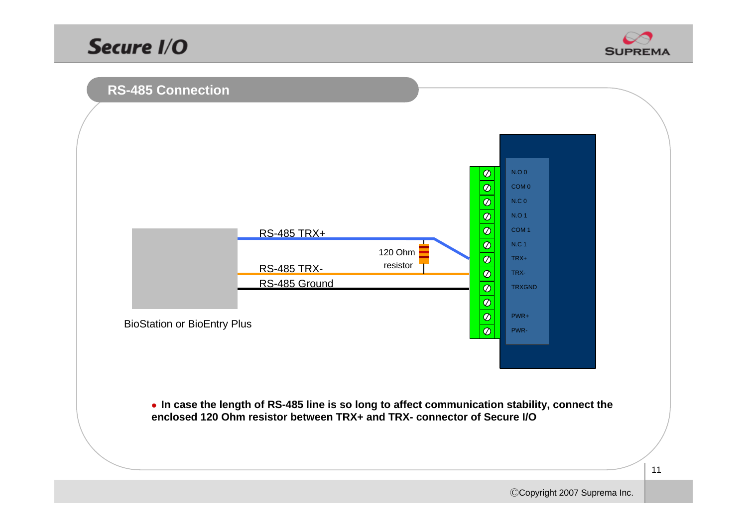## RS-485 Connection

RS-485 TRX+

120 Ohm resistor

RS-485 TRX-

RS-485 Ground

BioStation or BioEntry Plus

N.O 0
COM 0
N.C 0
N.O 1
COM 1
N.C 1
TRX+
TRX-
TRXGND
PWR+
PWR-

- **In case the length of RS-485 line is so long to affect communication stability, connect the enclosed 120 Ohm resistor between TRX+ and TRX- connector of Secure I/O**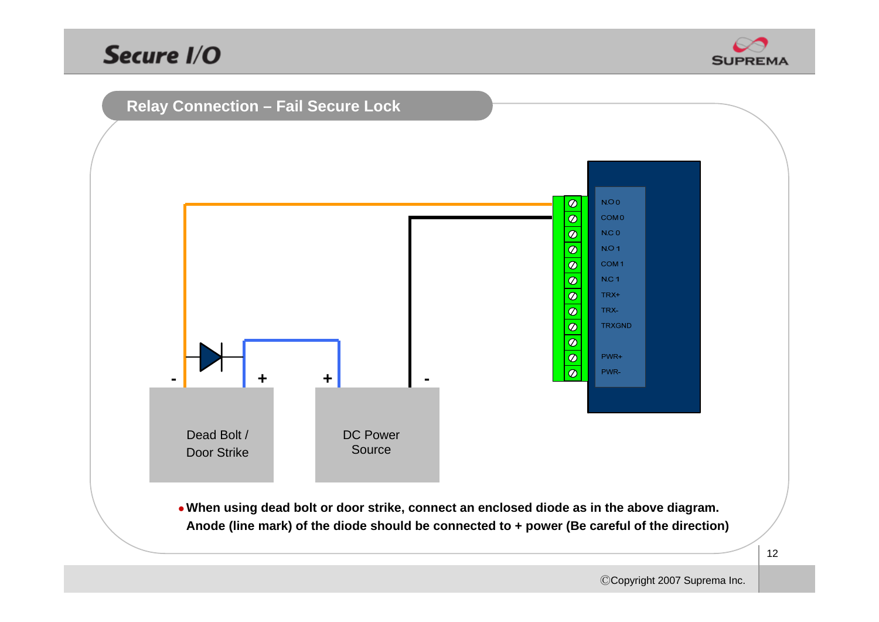## Relay Connection – Fail Secure Lock

NO 0
COM 0
NC 0
NO 1
COM 1
NC 1
TRX+
TRX-
TRXGND
PWR+
PWR-

\- + + -

Dead Bolt / Door Strike

DC Power Source

- **When using dead bolt or door strike, connect an enclosed diode as in the above diagram. Anode (line mark) of the diode should be connected to + power (Be careful of the direction)**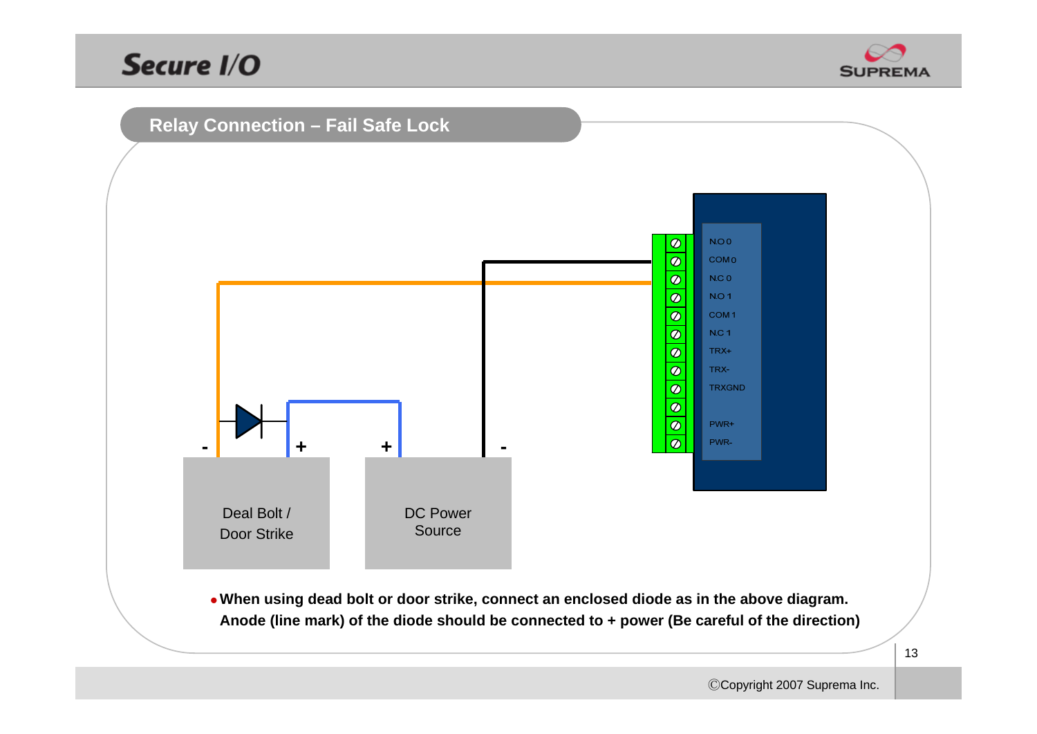## Relay Connection – Fail Safe Lock

- **When using dead bolt or door strike, connect an enclosed diode as in the above diagram. Anode (line mark) of the diode should be connected to + power (Be careful of the direction)**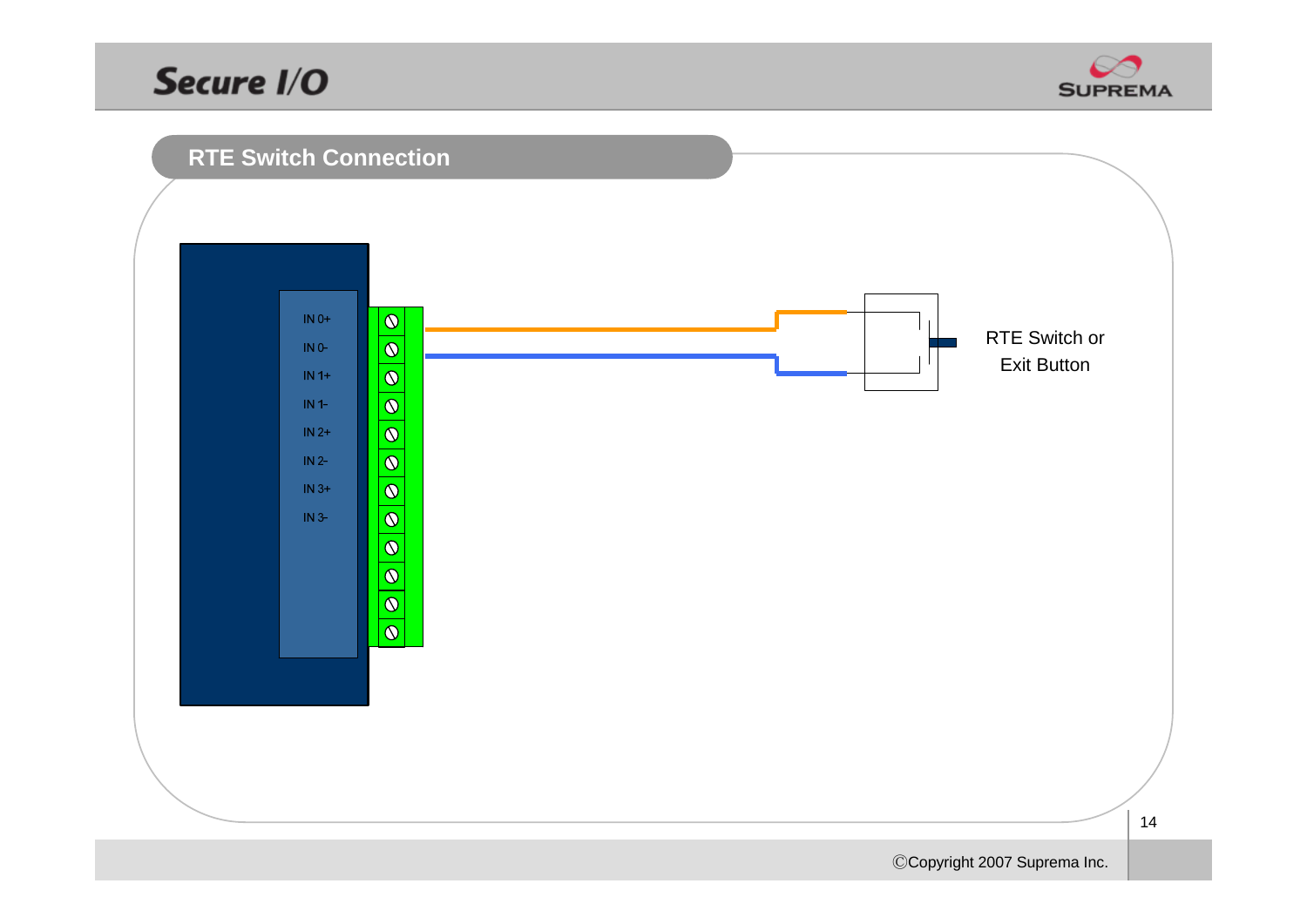## RTE Switch Connection

IN 0+

IN 0-

IN 1+

IN 1-

IN 2+

IN 2-

IN 3+

IN 3-

RTE Switch or Exit Button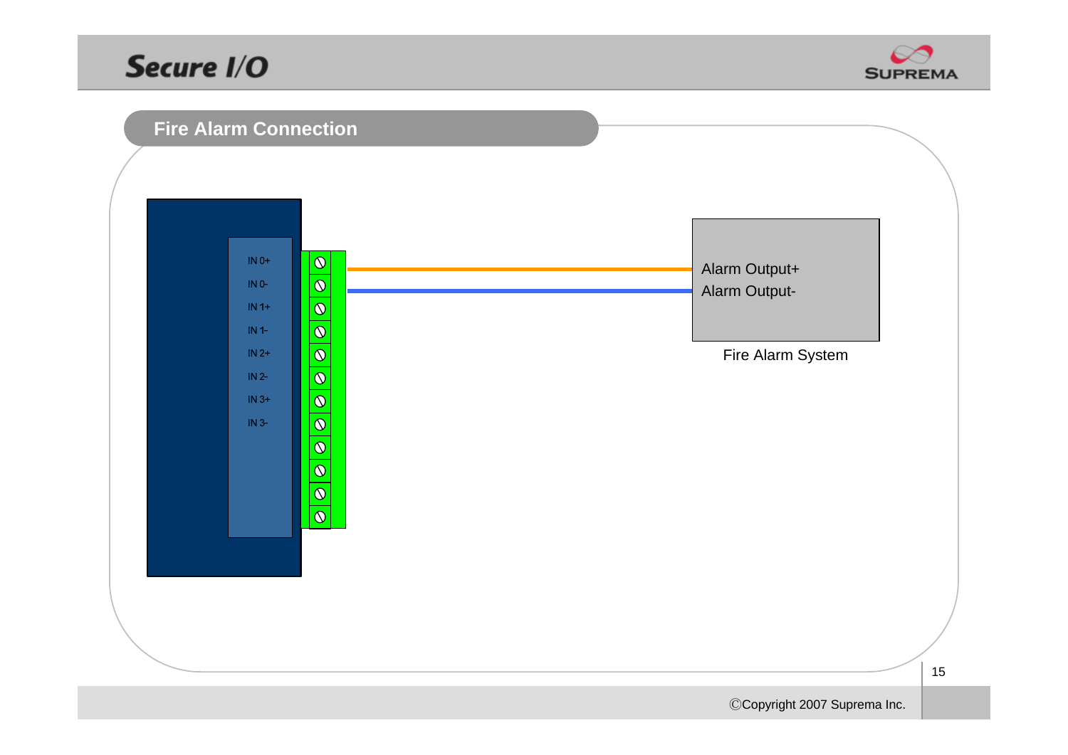## Fire Alarm Connection

IN 0+
IN 0-
IN 1+
IN 1-
IN 2+
IN 2-
IN 3+
IN 3-

Alarm Output+
Alarm Output-

Fire Alarm System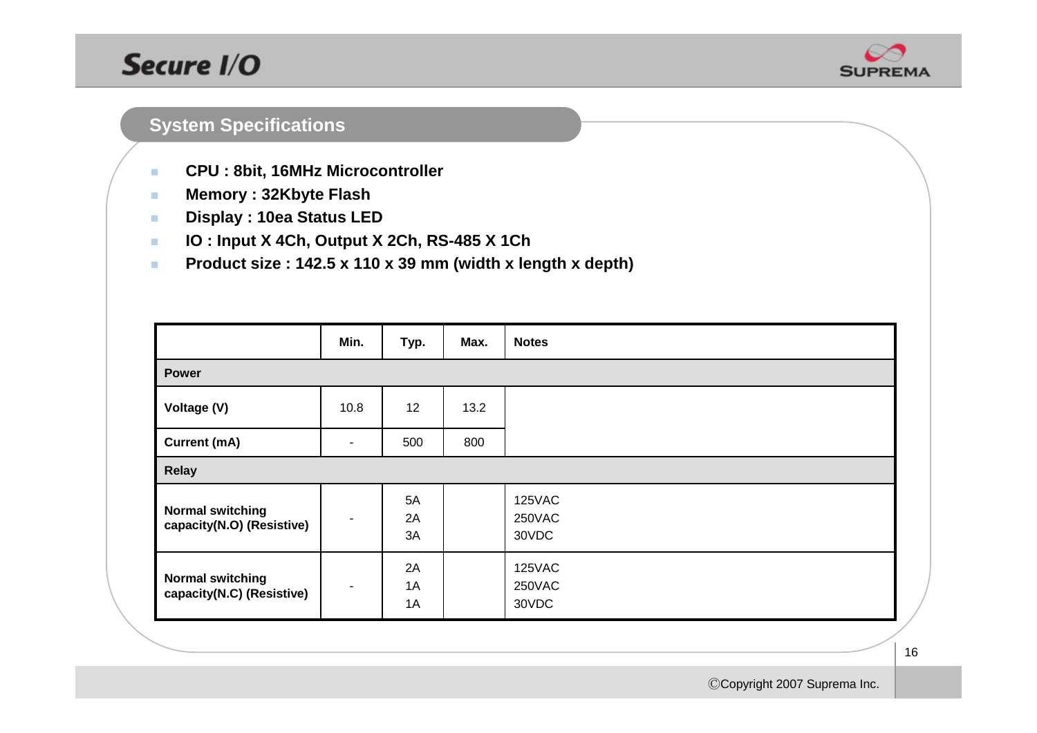## System Specifications

- **CPU : 8bit, 16MHz Microcontroller**
- **Memory : 32Kbyte Flash**
- **Display : 10ea Status LED**
- **IO : Input X 4Ch, Output X 2Ch, RS-485 X 1Ch**
- **Product size : 142.5 x 110 x 39 mm (width x length x depth)**

| | Min. | Typ. | Max. | Notes |
|---|---|---|---|---|
| **Power** | | | | |
| **Voltage (V)** | 10.8 | 12 | 13.2 | |
| **Current (mA)** | - | 500 | 800 | |
| **Relay** | | | | |
| **Normal switching capacity(N.O) (Resistive)** | - | 5A<br>2A<br>3A | | 125VAC<br>250VAC<br>30VDC |
| **Normal switching capacity(N.C) (Resistive)** | - | 2A<br>1A<br>1A | | 125VAC<br>250VAC<br>30VDC |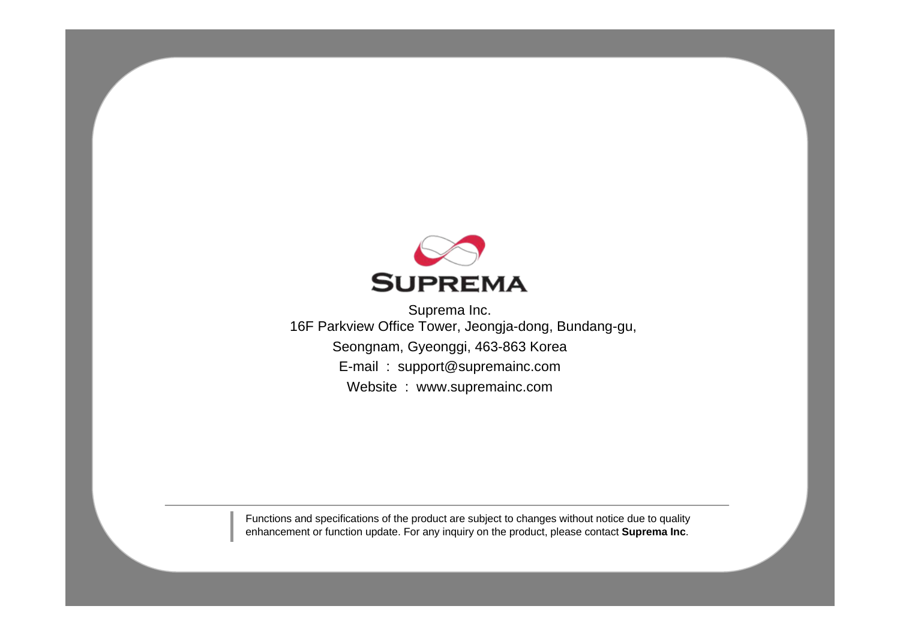SUPREMA

Suprema Inc.

16F Parkview Office Tower, Jeongja-dong, Bundang-gu,

Seongnam, Gyeonggi, 463-863 Korea

E-mail : support@supremainc.com

Website : www.supremainc.com

---

Functions and specifications of the product are subject to changes without notice due to quality enhancement or function update. For any inquiry on the product, please contact **Suprema Inc**.